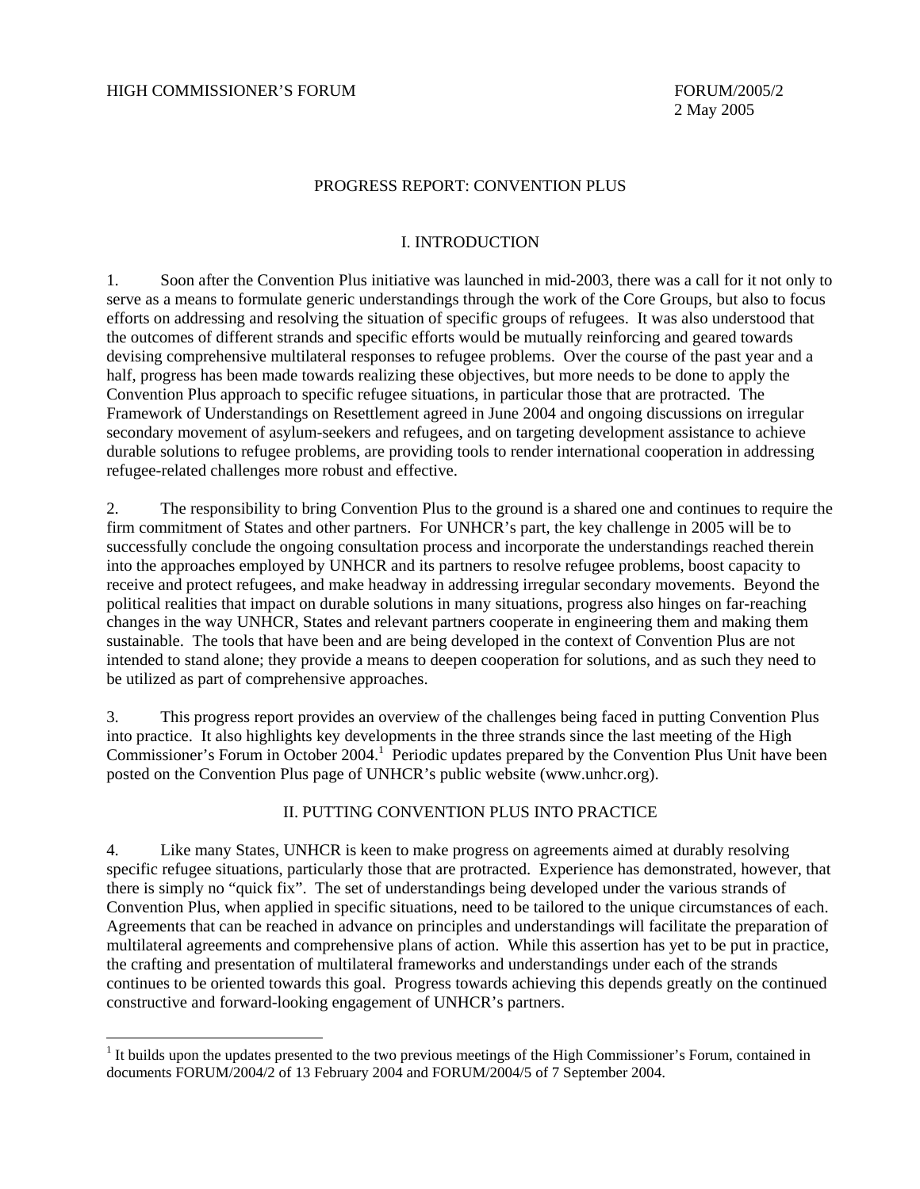HIGH COMMISSIONER'S FORUM

FORUM/2005/2
2 May 2005

# PROGRESS REPORT: CONVENTION PLUS

## I. INTRODUCTION

1. Soon after the Convention Plus initiative was launched in mid-2003, there was a call for it not only to serve as a means to formulate generic understandings through the work of the Core Groups, but also to focus efforts on addressing and resolving the situation of specific groups of refugees. It was also understood that the outcomes of different strands and specific efforts would be mutually reinforcing and geared towards devising comprehensive multilateral responses to refugee problems. Over the course of the past year and a half, progress has been made towards realizing these objectives, but more needs to be done to apply the Convention Plus approach to specific refugee situations, in particular those that are protracted. The Framework of Understandings on Resettlement agreed in June 2004 and ongoing discussions on irregular secondary movement of asylum-seekers and refugees, and on targeting development assistance to achieve durable solutions to refugee problems, are providing tools to render international cooperation in addressing refugee-related challenges more robust and effective.

2. The responsibility to bring Convention Plus to the ground is a shared one and continues to require the firm commitment of States and other partners. For UNHCR's part, the key challenge in 2005 will be to successfully conclude the ongoing consultation process and incorporate the understandings reached therein into the approaches employed by UNHCR and its partners to resolve refugee problems, boost capacity to receive and protect refugees, and make headway in addressing irregular secondary movements. Beyond the political realities that impact on durable solutions in many situations, progress also hinges on far-reaching changes in the way UNHCR, States and relevant partners cooperate in engineering them and making them sustainable. The tools that have been and are being developed in the context of Convention Plus are not intended to stand alone; they provide a means to deepen cooperation for solutions, and as such they need to be utilized as part of comprehensive approaches.

3. This progress report provides an overview of the challenges being faced in putting Convention Plus into practice. It also highlights key developments in the three strands since the last meeting of the High Commissioner's Forum in October 2004.[1] Periodic updates prepared by the Convention Plus Unit have been posted on the Convention Plus page of UNHCR's public website (www.unhcr.org).

## II. PUTTING CONVENTION PLUS INTO PRACTICE

4. Like many States, UNHCR is keen to make progress on agreements aimed at durably resolving specific refugee situations, particularly those that are protracted. Experience has demonstrated, however, that there is simply no "quick fix". The set of understandings being developed under the various strands of Convention Plus, when applied in specific situations, need to be tailored to the unique circumstances of each. Agreements that can be reached in advance on principles and understandings will facilitate the preparation of multilateral agreements and comprehensive plans of action. While this assertion has yet to be put in practice, the crafting and presentation of multilateral frameworks and understandings under each of the strands continues to be oriented towards this goal. Progress towards achieving this depends greatly on the continued constructive and forward-looking engagement of UNHCR's partners.

---

[1] It builds upon the updates presented to the two previous meetings of the High Commissioner's Forum, contained in documents FORUM/2004/2 of 13 February 2004 and FORUM/2004/5 of 7 September 2004.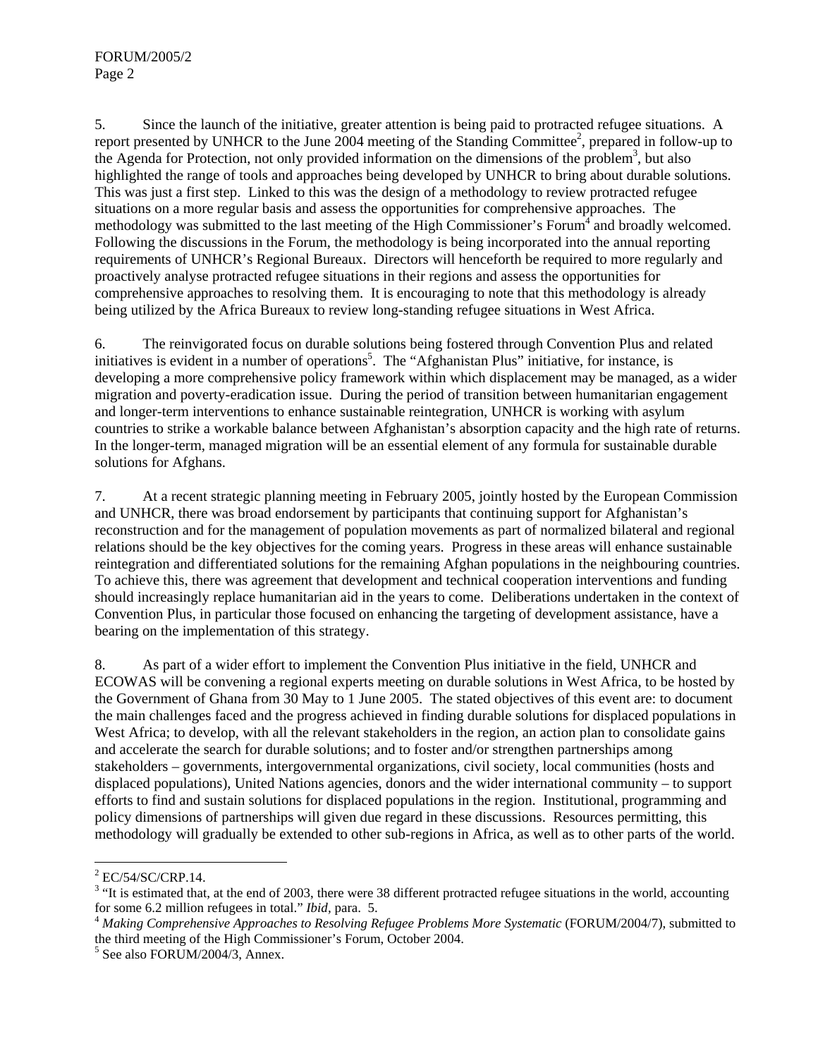5. Since the launch of the initiative, greater attention is being paid to protracted refugee situations. A report presented by UNHCR to the June 2004 meeting of the Standing Committee[2], prepared in follow-up to the Agenda for Protection, not only provided information on the dimensions of the problem[3], but also highlighted the range of tools and approaches being developed by UNHCR to bring about durable solutions. This was just a first step. Linked to this was the design of a methodology to review protracted refugee situations on a more regular basis and assess the opportunities for comprehensive approaches. The methodology was submitted to the last meeting of the High Commissioner's Forum[4] and broadly welcomed. Following the discussions in the Forum, the methodology is being incorporated into the annual reporting requirements of UNHCR's Regional Bureaux. Directors will henceforth be required to more regularly and proactively analyse protracted refugee situations in their regions and assess the opportunities for comprehensive approaches to resolving them. It is encouraging to note that this methodology is already being utilized by the Africa Bureaux to review long-standing refugee situations in West Africa.

6. The reinvigorated focus on durable solutions being fostered through Convention Plus and related initiatives is evident in a number of operations[5]. The "Afghanistan Plus" initiative, for instance, is developing a more comprehensive policy framework within which displacement may be managed, as a wider migration and poverty-eradication issue. During the period of transition between humanitarian engagement and longer-term interventions to enhance sustainable reintegration, UNHCR is working with asylum countries to strike a workable balance between Afghanistan's absorption capacity and the high rate of returns. In the longer-term, managed migration will be an essential element of any formula for sustainable durable solutions for Afghans.

7. At a recent strategic planning meeting in February 2005, jointly hosted by the European Commission and UNHCR, there was broad endorsement by participants that continuing support for Afghanistan's reconstruction and for the management of population movements as part of normalized bilateral and regional relations should be the key objectives for the coming years. Progress in these areas will enhance sustainable reintegration and differentiated solutions for the remaining Afghan populations in the neighbouring countries. To achieve this, there was agreement that development and technical cooperation interventions and funding should increasingly replace humanitarian aid in the years to come. Deliberations undertaken in the context of Convention Plus, in particular those focused on enhancing the targeting of development assistance, have a bearing on the implementation of this strategy.

8. As part of a wider effort to implement the Convention Plus initiative in the field, UNHCR and ECOWAS will be convening a regional experts meeting on durable solutions in West Africa, to be hosted by the Government of Ghana from 30 May to 1 June 2005. The stated objectives of this event are: to document the main challenges faced and the progress achieved in finding durable solutions for displaced populations in West Africa; to develop, with all the relevant stakeholders in the region, an action plan to consolidate gains and accelerate the search for durable solutions; and to foster and/or strengthen partnerships among stakeholders – governments, intergovernmental organizations, civil society, local communities (hosts and displaced populations), United Nations agencies, donors and the wider international community – to support efforts to find and sustain solutions for displaced populations in the region. Institutional, programming and policy dimensions of partnerships will given due regard in these discussions. Resources permitting, this methodology will gradually be extended to other sub-regions in Africa, as well as to other parts of the world.

---

[2] EC/54/SC/CRP.14.

[3] "It is estimated that, at the end of 2003, there were 38 different protracted refugee situations in the world, accounting for some 6.2 million refugees in total." *Ibid*, para. 5.

[4] *Making Comprehensive Approaches to Resolving Refugee Problems More Systematic* (FORUM/2004/7), submitted to the third meeting of the High Commissioner's Forum, October 2004.

[5] See also FORUM/2004/3, Annex.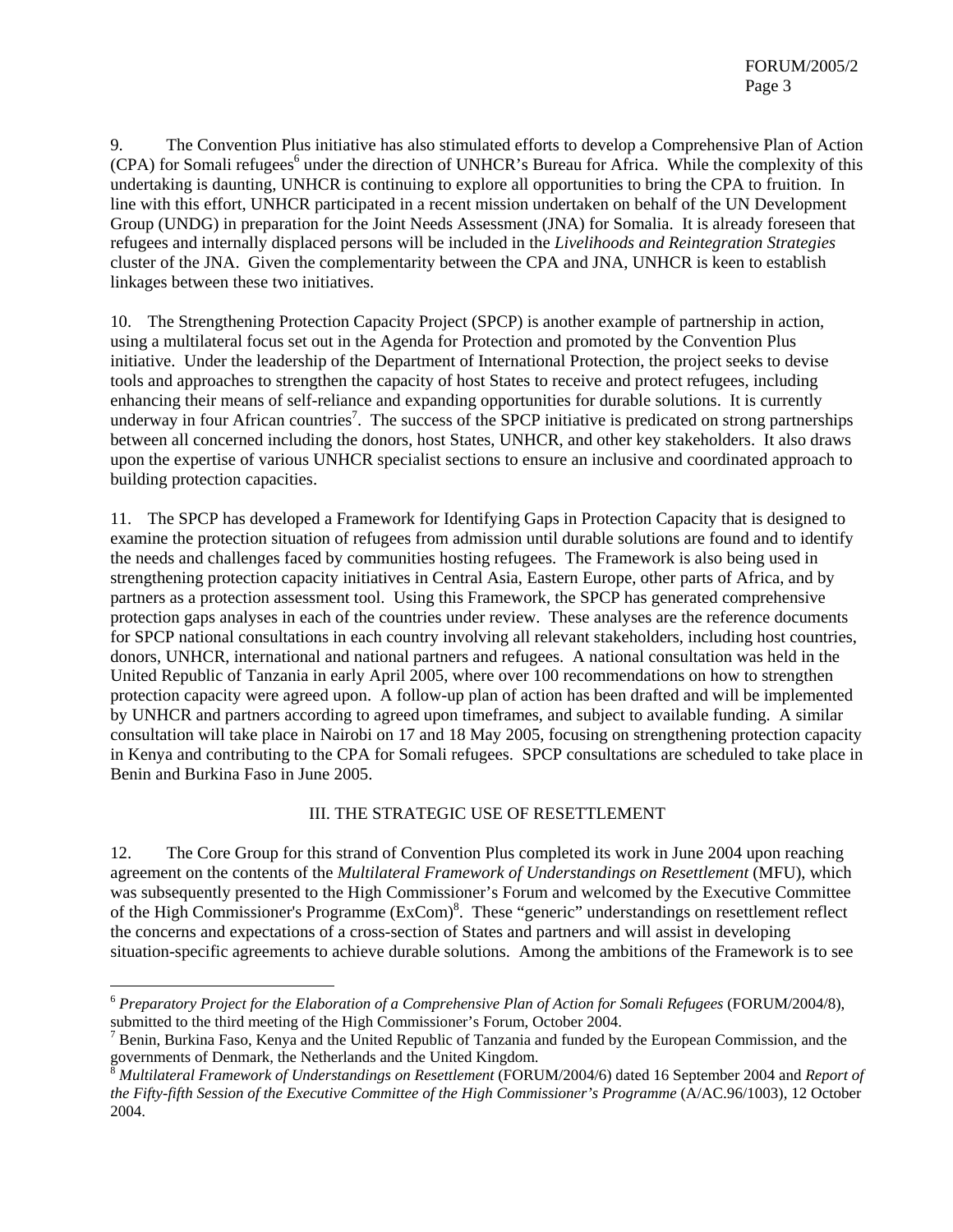9. The Convention Plus initiative has also stimulated efforts to develop a Comprehensive Plan of Action (CPA) for Somali refugees[6] under the direction of UNHCR's Bureau for Africa. While the complexity of this undertaking is daunting, UNHCR is continuing to explore all opportunities to bring the CPA to fruition. In line with this effort, UNHCR participated in a recent mission undertaken on behalf of the UN Development Group (UNDG) in preparation for the Joint Needs Assessment (JNA) for Somalia. It is already foreseen that refugees and internally displaced persons will be included in the *Livelihoods and Reintegration Strategies* cluster of the JNA. Given the complementarity between the CPA and JNA, UNHCR is keen to establish linkages between these two initiatives.

10. The Strengthening Protection Capacity Project (SPCP) is another example of partnership in action, using a multilateral focus set out in the Agenda for Protection and promoted by the Convention Plus initiative. Under the leadership of the Department of International Protection, the project seeks to devise tools and approaches to strengthen the capacity of host States to receive and protect refugees, including enhancing their means of self-reliance and expanding opportunities for durable solutions. It is currently underway in four African countries[7]. The success of the SPCP initiative is predicated on strong partnerships between all concerned including the donors, host States, UNHCR, and other key stakeholders. It also draws upon the expertise of various UNHCR specialist sections to ensure an inclusive and coordinated approach to building protection capacities.

11. The SPCP has developed a Framework for Identifying Gaps in Protection Capacity that is designed to examine the protection situation of refugees from admission until durable solutions are found and to identify the needs and challenges faced by communities hosting refugees. The Framework is also being used in strengthening protection capacity initiatives in Central Asia, Eastern Europe, other parts of Africa, and by partners as a protection assessment tool. Using this Framework, the SPCP has generated comprehensive protection gaps analyses in each of the countries under review. These analyses are the reference documents for SPCP national consultations in each country involving all relevant stakeholders, including host countries, donors, UNHCR, international and national partners and refugees. A national consultation was held in the United Republic of Tanzania in early April 2005, where over 100 recommendations on how to strengthen protection capacity were agreed upon. A follow-up plan of action has been drafted and will be implemented by UNHCR and partners according to agreed upon timeframes, and subject to available funding. A similar consultation will take place in Nairobi on 17 and 18 May 2005, focusing on strengthening protection capacity in Kenya and contributing to the CPA for Somali refugees. SPCP consultations are scheduled to take place in Benin and Burkina Faso in June 2005.

## III. THE STRATEGIC USE OF RESETTLEMENT

12. The Core Group for this strand of Convention Plus completed its work in June 2004 upon reaching agreement on the contents of the *Multilateral Framework of Understandings on Resettlement* (MFU), which was subsequently presented to the High Commissioner's Forum and welcomed by the Executive Committee of the High Commissioner's Programme (ExCom)[8]. These "generic" understandings on resettlement reflect the concerns and expectations of a cross-section of States and partners and will assist in developing situation-specific agreements to achieve durable solutions. Among the ambitions of the Framework is to see

---

[6] *Preparatory Project for the Elaboration of a Comprehensive Plan of Action for Somali Refugees* (FORUM/2004/8), submitted to the third meeting of the High Commissioner's Forum, October 2004.

[7] Benin, Burkina Faso, Kenya and the United Republic of Tanzania and funded by the European Commission, and the governments of Denmark, the Netherlands and the United Kingdom.

[8] *Multilateral Framework of Understandings on Resettlement* (FORUM/2004/6) dated 16 September 2004 and *Report of the Fifty-fifth Session of the Executive Committee of the High Commissioner's Programme* (A/AC.96/1003), 12 October 2004.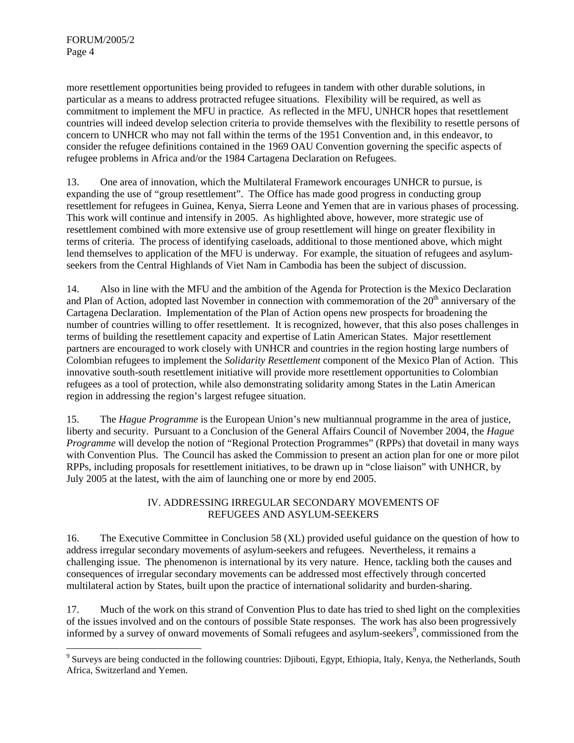more resettlement opportunities being provided to refugees in tandem with other durable solutions, in particular as a means to address protracted refugee situations. Flexibility will be required, as well as commitment to implement the MFU in practice. As reflected in the MFU, UNHCR hopes that resettlement countries will indeed develop selection criteria to provide themselves with the flexibility to resettle persons of concern to UNHCR who may not fall within the terms of the 1951 Convention and, in this endeavor, to consider the refugee definitions contained in the 1969 OAU Convention governing the specific aspects of refugee problems in Africa and/or the 1984 Cartagena Declaration on Refugees.

13. One area of innovation, which the Multilateral Framework encourages UNHCR to pursue, is expanding the use of "group resettlement". The Office has made good progress in conducting group resettlement for refugees in Guinea, Kenya, Sierra Leone and Yemen that are in various phases of processing. This work will continue and intensify in 2005. As highlighted above, however, more strategic use of resettlement combined with more extensive use of group resettlement will hinge on greater flexibility in terms of criteria. The process of identifying caseloads, additional to those mentioned above, which might lend themselves to application of the MFU is underway. For example, the situation of refugees and asylum-seekers from the Central Highlands of Viet Nam in Cambodia has been the subject of discussion.

14. Also in line with the MFU and the ambition of the Agenda for Protection is the Mexico Declaration and Plan of Action, adopted last November in connection with commemoration of the 20th anniversary of the Cartagena Declaration. Implementation of the Plan of Action opens new prospects for broadening the number of countries willing to offer resettlement. It is recognized, however, that this also poses challenges in terms of building the resettlement capacity and expertise of Latin American States. Major resettlement partners are encouraged to work closely with UNHCR and countries in the region hosting large numbers of Colombian refugees to implement the *Solidarity Resettlement* component of the Mexico Plan of Action. This innovative south-south resettlement initiative will provide more resettlement opportunities to Colombian refugees as a tool of protection, while also demonstrating solidarity among States in the Latin American region in addressing the region's largest refugee situation.

15. The *Hague Programme* is the European Union's new multiannual programme in the area of justice, liberty and security. Pursuant to a Conclusion of the General Affairs Council of November 2004, the *Hague Programme* will develop the notion of "Regional Protection Programmes" (RPPs) that dovetail in many ways with Convention Plus. The Council has asked the Commission to present an action plan for one or more pilot RPPs, including proposals for resettlement initiatives, to be drawn up in "close liaison" with UNHCR, by July 2005 at the latest, with the aim of launching one or more by end 2005.

## IV. ADDRESSING IRREGULAR SECONDARY MOVEMENTS OF REFUGEES AND ASYLUM-SEEKERS

16. The Executive Committee in Conclusion 58 (XL) provided useful guidance on the question of how to address irregular secondary movements of asylum-seekers and refugees. Nevertheless, it remains a challenging issue. The phenomenon is international by its very nature. Hence, tackling both the causes and consequences of irregular secondary movements can be addressed most effectively through concerted multilateral action by States, built upon the practice of international solidarity and burden-sharing.

17. Much of the work on this strand of Convention Plus to date has tried to shed light on the complexities of the issues involved and on the contours of possible State responses. The work has also been progressively informed by a survey of onward movements of Somali refugees and asylum-seekers[9], commissioned from the

[9] Surveys are being conducted in the following countries: Djibouti, Egypt, Ethiopia, Italy, Kenya, the Netherlands, South Africa, Switzerland and Yemen.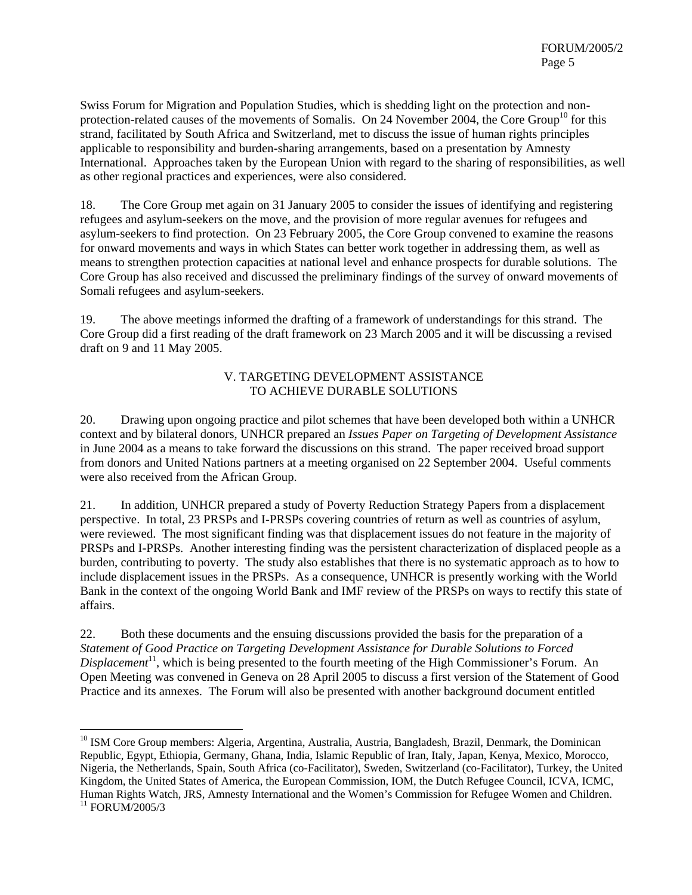Swiss Forum for Migration and Population Studies, which is shedding light on the protection and non-protection-related causes of the movements of Somalis. On 24 November 2004, the Core Group[10] for this strand, facilitated by South Africa and Switzerland, met to discuss the issue of human rights principles applicable to responsibility and burden-sharing arrangements, based on a presentation by Amnesty International. Approaches taken by the European Union with regard to the sharing of responsibilities, as well as other regional practices and experiences, were also considered.

18. The Core Group met again on 31 January 2005 to consider the issues of identifying and registering refugees and asylum-seekers on the move, and the provision of more regular avenues for refugees and asylum-seekers to find protection. On 23 February 2005, the Core Group convened to examine the reasons for onward movements and ways in which States can better work together in addressing them, as well as means to strengthen protection capacities at national level and enhance prospects for durable solutions. The Core Group has also received and discussed the preliminary findings of the survey of onward movements of Somali refugees and asylum-seekers.

19. The above meetings informed the drafting of a framework of understandings for this strand. The Core Group did a first reading of the draft framework on 23 March 2005 and it will be discussing a revised draft on 9 and 11 May 2005.

## V. TARGETING DEVELOPMENT ASSISTANCE TO ACHIEVE DURABLE SOLUTIONS

20. Drawing upon ongoing practice and pilot schemes that have been developed both within a UNHCR context and by bilateral donors, UNHCR prepared an *Issues Paper on Targeting of Development Assistance* in June 2004 as a means to take forward the discussions on this strand. The paper received broad support from donors and United Nations partners at a meeting organised on 22 September 2004. Useful comments were also received from the African Group.

21. In addition, UNHCR prepared a study of Poverty Reduction Strategy Papers from a displacement perspective. In total, 23 PRSPs and I-PRSPs covering countries of return as well as countries of asylum, were reviewed. The most significant finding was that displacement issues do not feature in the majority of PRSPs and I-PRSPs. Another interesting finding was the persistent characterization of displaced people as a burden, contributing to poverty. The study also establishes that there is no systematic approach as to how to include displacement issues in the PRSPs. As a consequence, UNHCR is presently working with the World Bank in the context of the ongoing World Bank and IMF review of the PRSPs on ways to rectify this state of affairs.

22. Both these documents and the ensuing discussions provided the basis for the preparation of a *Statement of Good Practice on Targeting Development Assistance for Durable Solutions to Forced Displacement*[11], which is being presented to the fourth meeting of the High Commissioner's Forum. An Open Meeting was convened in Geneva on 28 April 2005 to discuss a first version of the Statement of Good Practice and its annexes. The Forum will also be presented with another background document entitled

---

[10] ISM Core Group members: Algeria, Argentina, Australia, Austria, Bangladesh, Brazil, Denmark, the Dominican Republic, Egypt, Ethiopia, Germany, Ghana, India, Islamic Republic of Iran, Italy, Japan, Kenya, Mexico, Morocco, Nigeria, the Netherlands, Spain, South Africa (co-Facilitator), Sweden, Switzerland (co-Facilitator), Turkey, the United Kingdom, the United States of America, the European Commission, IOM, the Dutch Refugee Council, ICVA, ICMC, Human Rights Watch, JRS, Amnesty International and the Women's Commission for Refugee Women and Children.

[11] FORUM/2005/3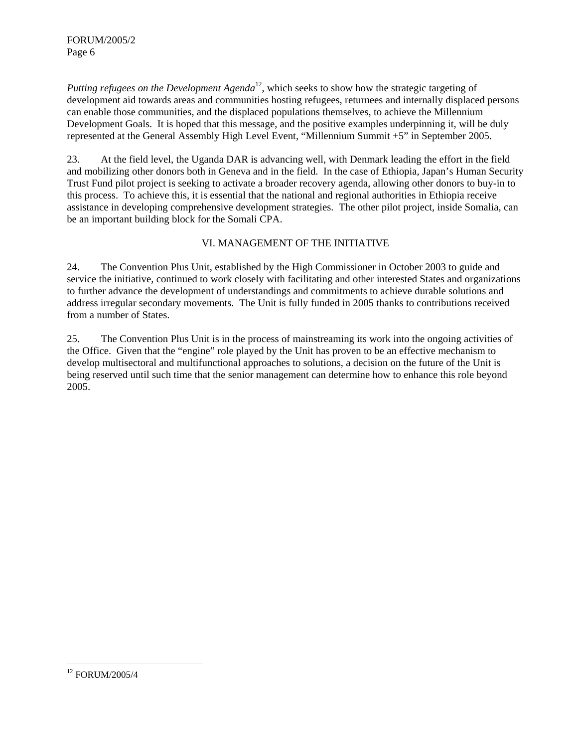*Putting refugees on the Development Agenda*[12], which seeks to show how the strategic targeting of development aid towards areas and communities hosting refugees, returnees and internally displaced persons can enable those communities, and the displaced populations themselves, to achieve the Millennium Development Goals. It is hoped that this message, and the positive examples underpinning it, will be duly represented at the General Assembly High Level Event, "Millennium Summit +5" in September 2005.

23. At the field level, the Uganda DAR is advancing well, with Denmark leading the effort in the field and mobilizing other donors both in Geneva and in the field. In the case of Ethiopia, Japan's Human Security Trust Fund pilot project is seeking to activate a broader recovery agenda, allowing other donors to buy-in to this process. To achieve this, it is essential that the national and regional authorities in Ethiopia receive assistance in developing comprehensive development strategies. The other pilot project, inside Somalia, can be an important building block for the Somali CPA.

## VI. MANAGEMENT OF THE INITIATIVE

24. The Convention Plus Unit, established by the High Commissioner in October 2003 to guide and service the initiative, continued to work closely with facilitating and other interested States and organizations to further advance the development of understandings and commitments to achieve durable solutions and address irregular secondary movements. The Unit is fully funded in 2005 thanks to contributions received from a number of States.

25. The Convention Plus Unit is in the process of mainstreaming its work into the ongoing activities of the Office. Given that the "engine" role played by the Unit has proven to be an effective mechanism to develop multisectoral and multifunctional approaches to solutions, a decision on the future of the Unit is being reserved until such time that the senior management can determine how to enhance this role beyond 2005.

---

[12] FORUM/2005/4